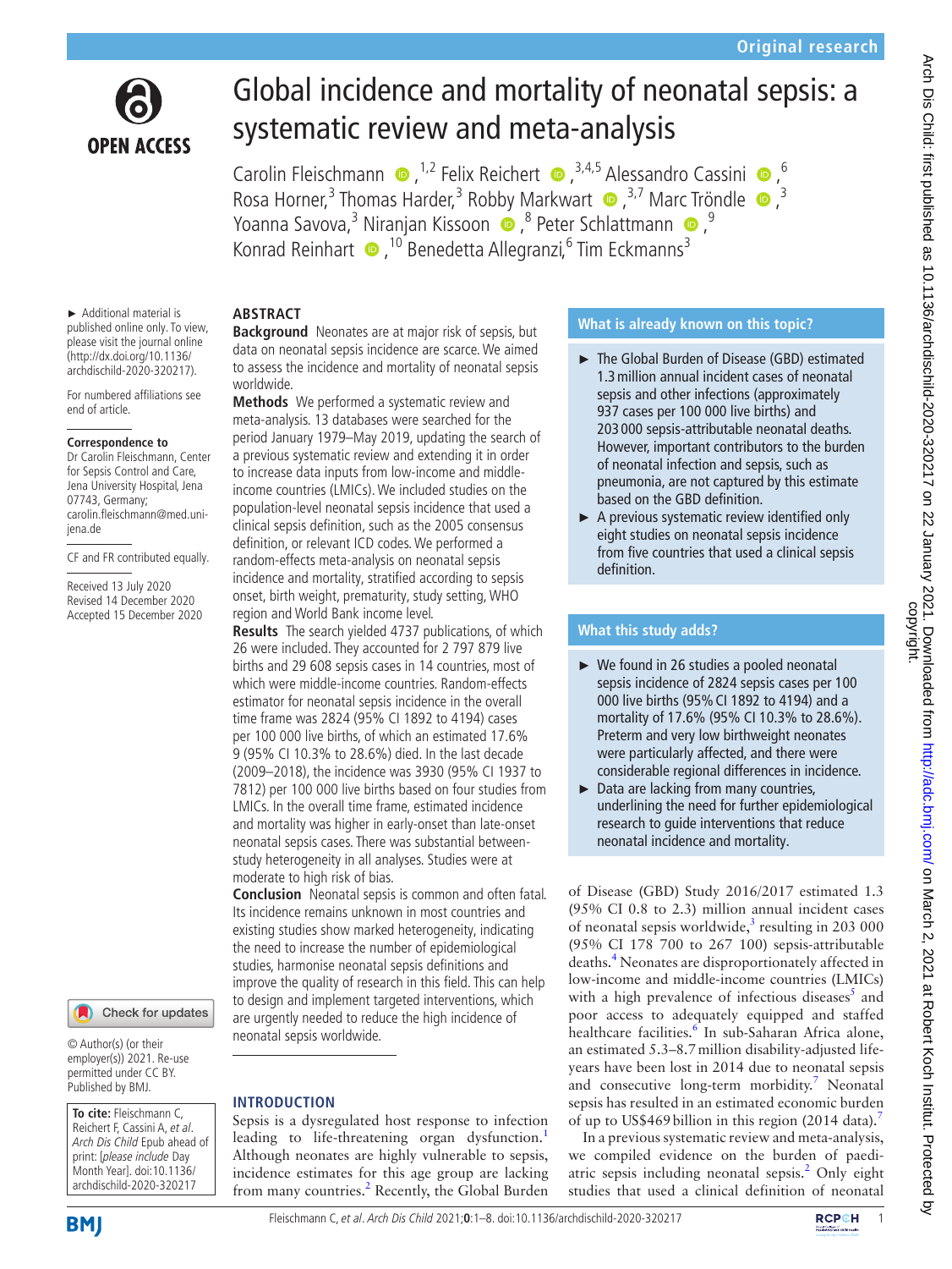Original research

# Global incidence and mortality of neonatal sepsis: a systematic review and meta-analysis

Carolin Fleischmann,[1,2] Felix Reichert,[3,4,5] Alessandro Cassini,[6] Rosa Horner,[3] Thomas Harder,[3] Robby Markwart,[3,7] Marc Tröndle,[3] Yoanna Savova,[3] Niranjan Kissoon,[8] Peter Schlattmann,[9] Konrad Reinhart,[10] Benedetta Allegranzi,[6] Tim Eckmanns[3]

► Additional material is published online only. To view, please visit the journal online (http://dx.doi.org/10.1136/archdischild-2020-320217).

For numbered affiliations see end of article.

**Correspondence to**
Dr Carolin Fleischmann, Center for Sepsis Control and Care, Jena University Hospital, Jena 07743, Germany; carolin.fleischmann@med.uni-jena.de

CF and FR contributed equally.

Received 13 July 2020
Revised 14 December 2020
Accepted 15 December 2020

© Author(s) (or their employer(s)) 2021. Re-use permitted under CC BY. Published by BMJ.

**To cite:** Fleischmann C, Reichert F, Cassini A, *et al*. *Arch Dis Child* Epub ahead of print: [*please include* Day Month Year]. doi:10.1136/archdischild-2020-320217

## ABSTRACT

**Background** Neonates are at major risk of sepsis, but data on neonatal sepsis incidence are scarce. We aimed to assess the incidence and mortality of neonatal sepsis worldwide.

**Methods** We performed a systematic review and meta-analysis. 13 databases were searched for the period January 1979–May 2019, updating the search of a previous systematic review and extending it in order to increase data inputs from low-income and middle-income countries (LMICs). We included studies on the population-level neonatal sepsis incidence that used a clinical sepsis definition, such as the 2005 consensus definition, or relevant ICD codes. We performed a random-effects meta-analysis on neonatal sepsis incidence and mortality, stratified according to sepsis onset, birth weight, prematurity, study setting, WHO region and World Bank income level.

**Results** The search yielded 4737 publications, of which 26 were included. They accounted for 2 797 879 live births and 29 608 sepsis cases in 14 countries, most of which were middle-income countries. Random-effects estimator for neonatal sepsis incidence in the overall time frame was 2824 (95% CI 1892 to 4194) cases per 100 000 live births, of which an estimated 17.6% 9 (95% CI 10.3% to 28.6%) died. In the last decade (2009–2018), the incidence was 3930 (95% CI 1937 to 7812) per 100 000 live births based on four studies from LMICs. In the overall time frame, estimated incidence and mortality was higher in early-onset than late-onset neonatal sepsis cases. There was substantial between-study heterogeneity in all analyses. Studies were at moderate to high risk of bias.

**Conclusion** Neonatal sepsis is common and often fatal. Its incidence remains unknown in most countries and existing studies show marked heterogeneity, indicating the need to increase the number of epidemiological studies, harmonise neonatal sepsis definitions and improve the quality of research in this field. This can help to design and implement targeted interventions, which are urgently needed to reduce the high incidence of neonatal sepsis worldwide.

### What is already known on this topic?

- ► The Global Burden of Disease (GBD) estimated 1.3 million annual incident cases of neonatal sepsis and other infections (approximately 937 cases per 100 000 live births) and 203 000 sepsis-attributable neonatal deaths. However, important contributors to the burden of neonatal infection and sepsis, such as pneumonia, are not captured by this estimate based on the GBD definition.
- ► A previous systematic review identified only eight studies on neonatal sepsis incidence from five countries that used a clinical sepsis definition.

### What this study adds?

- ► We found in 26 studies a pooled neonatal sepsis incidence of 2824 sepsis cases per 100 000 live births (95% CI 1892 to 4194) and a mortality of 17.6% (95% CI 10.3% to 28.6%). Preterm and very low birthweight neonates were particularly affected, and there were considerable regional differences in incidence.
- ► Data are lacking from many countries, underlining the need for further epidemiological research to guide interventions that reduce neonatal incidence and mortality.

## INTRODUCTION

Sepsis is a dysregulated host response to infection leading to life-threatening organ dysfunction.[1] Although neonates are highly vulnerable to sepsis, incidence estimates for this age group are lacking from many countries.[2] Recently, the Global Burden of Disease (GBD) Study 2016/2017 estimated 1.3 (95% CI 0.8 to 2.3) million annual incident cases of neonatal sepsis worldwide,[3] resulting in 203 000 (95% CI 178 700 to 267 100) sepsis-attributable deaths.[4] Neonates are disproportionately affected in low-income and middle-income countries (LMICs) with a high prevalence of infectious diseases[5] and poor access to adequately equipped and staffed healthcare facilities.[6] In sub-Saharan Africa alone, an estimated 5.3–8.7 million disability-adjusted life-years have been lost in 2014 due to neonatal sepsis and consecutive long-term morbidity.[7] Neonatal sepsis has resulted in an estimated economic burden of up to US$469 billion in this region (2014 data).[7]

In a previous systematic review and meta-analysis, we compiled evidence on the burden of paediatric sepsis including neonatal sepsis.[2] Only eight studies that used a clinical definition of neonatal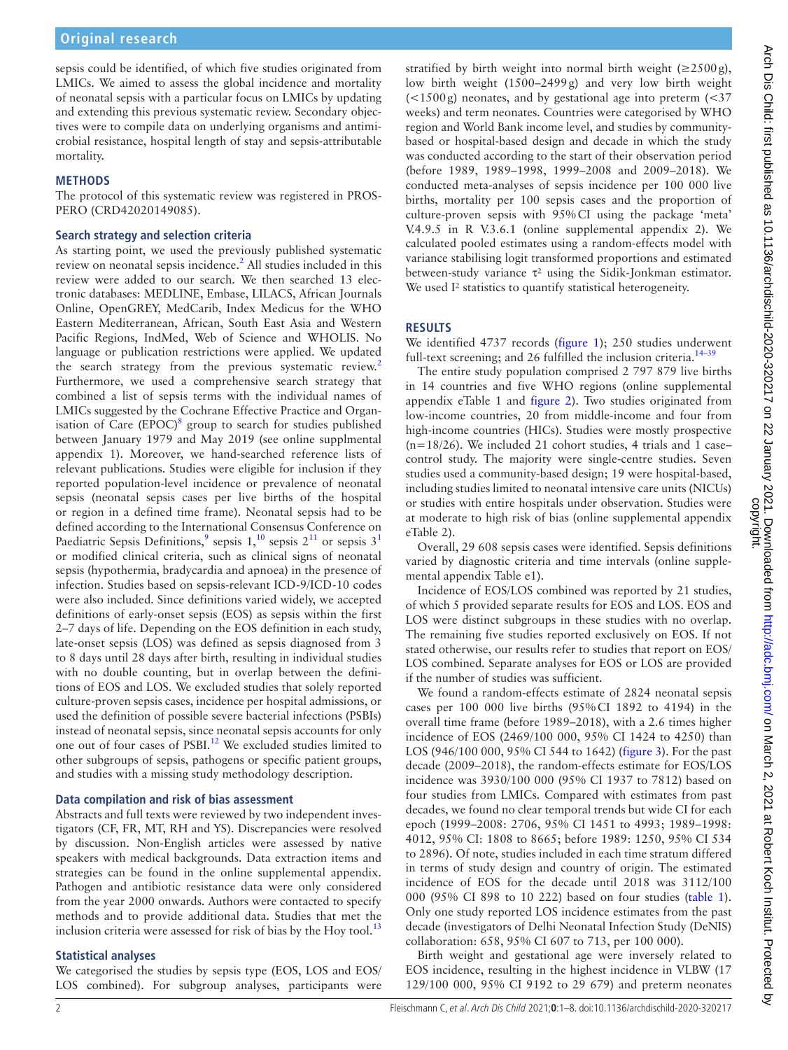sepsis could be identified, of which five studies originated from LMICs. We aimed to assess the global incidence and mortality of neonatal sepsis with a particular focus on LMICs by updating and extending this previous systematic review. Secondary objectives were to compile data on underlying organisms and antimicrobial resistance, hospital length of stay and sepsis-attributable mortality.

## METHODS

The protocol of this systematic review was registered in PROSPERO (CRD42020149085).

### Search strategy and selection criteria

As starting point, we used the previously published systematic review on neonatal sepsis incidence.[2] All studies included in this review were added to our search. We then searched 13 electronic databases: MEDLINE, Embase, LILACS, African Journals Online, OpenGREY, MedCarib, Index Medicus for the WHO Eastern Mediterranean, African, South East Asia and Western Pacific Regions, IndMed, Web of Science and WHOLIS. No language or publication restrictions were applied. We updated the search strategy from the previous systematic review.[2] Furthermore, we used a comprehensive search strategy that combined a list of sepsis terms with the individual names of LMICs suggested by the Cochrane Effective Practice and Organisation of Care (EPOC)[8] group to search for studies published between January 1979 and May 2019 (see online supplmental appendix 1). Moreover, we hand-searched reference lists of relevant publications. Studies were eligible for inclusion if they reported population-level incidence or prevalence of neonatal sepsis (neonatal sepsis cases per live births of the hospital or region in a defined time frame). Neonatal sepsis had to be defined according to the International Consensus Conference on Paediatric Sepsis Definitions,[9] sepsis 1,[10] sepsis 2[11] or sepsis 3[1] or modified clinical criteria, such as clinical signs of neonatal sepsis (hypothermia, bradycardia and apnoea) in the presence of infection. Studies based on sepsis-relevant ICD-9/ICD-10 codes were also included. Since definitions varied widely, we accepted definitions of early-onset sepsis (EOS) as sepsis within the first 2–7 days of life. Depending on the EOS definition in each study, late-onset sepsis (LOS) was defined as sepsis diagnosed from 3 to 8 days until 28 days after birth, resulting in individual studies with no double counting, but in overlap between the definitions of EOS and LOS. We excluded studies that solely reported culture-proven sepsis cases, incidence per hospital admissions, or used the definition of possible severe bacterial infections (PSBIs) instead of neonatal sepsis, since neonatal sepsis accounts for only one out of four cases of PSBI.[12] We excluded studies limited to other subgroups of sepsis, pathogens or specific patient groups, and studies with a missing study methodology description.

### Data compilation and risk of bias assessment

Abstracts and full texts were reviewed by two independent investigators (CF, FR, MT, RH and YS). Discrepancies were resolved by discussion. Non-English articles were assessed by native speakers with medical backgrounds. Data extraction items and strategies can be found in the online supplemental appendix. Pathogen and antibiotic resistance data were only considered from the year 2000 onwards. Authors were contacted to specify methods and to provide additional data. Studies that met the inclusion criteria were assessed for risk of bias by the Hoy tool.[13]

### Statistical analyses

We categorised the studies by sepsis type (EOS, LOS and EOS/LOS combined). For subgroup analyses, participants were stratified by birth weight into normal birth weight (≥2500 g), low birth weight (1500–2499 g) and very low birth weight (<1500 g) neonates, and by gestational age into preterm (<37 weeks) and term neonates. Countries were categorised by WHO region and World Bank income level, and studies by community-based or hospital-based design and decade in which the study was conducted according to the start of their observation period (before 1989, 1989–1998, 1999–2008 and 2009–2018). We conducted meta-analyses of sepsis incidence per 100 000 live births, mortality per 100 sepsis cases and the proportion of culture-proven sepsis with 95% CI using the package 'meta' V.4.9.5 in R V.3.6.1 (online supplemental appendix 2). We calculated pooled estimates using a random-effects model with variance stabilising logit transformed proportions and estimated between-study variance $\tau^2$ using the Sidik-Jonkman estimator. We used $I^2$ statistics to quantify statistical heterogeneity.

## RESULTS

We identified 4737 records (figure 1); 250 studies underwent full-text screening; and 26 fulfilled the inclusion criteria.[14–39]

The entire study population comprised 2 797 879 live births in 14 countries and five WHO regions (online supplemental appendix eTable 1 and figure 2). Two studies originated from low-income countries, 20 from middle-income and four from high-income countries (HICs). Studies were mostly prospective (n=18/26). We included 21 cohort studies, 4 trials and 1 case–control study. The majority were single-centre studies. Seven studies used a community-based design; 19 were hospital-based, including studies limited to neonatal intensive care units (NICUs) or studies with entire hospitals under observation. Studies were at moderate to high risk of bias (online supplemental appendix eTable 2).

Overall, 29 608 sepsis cases were identified. Sepsis definitions varied by diagnostic criteria and time intervals (online supplemental appendix Table e1).

Incidence of EOS/LOS combined was reported by 21 studies, of which 5 provided separate results for EOS and LOS. EOS and LOS were distinct subgroups in these studies with no overlap. The remaining five studies reported exclusively on EOS. If not stated otherwise, our results refer to studies that report on EOS/LOS combined. Separate analyses for EOS or LOS are provided if the number of studies was sufficient.

We found a random-effects estimate of 2824 neonatal sepsis cases per 100 000 live births (95% CI 1892 to 4194) in the overall time frame (before 1989–2018), with a 2.6 times higher incidence of EOS (2469/100 000, 95% CI 1424 to 4250) than LOS (946/100 000, 95% CI 544 to 1642) (figure 3). For the past decade (2009–2018), the random-effects estimate for EOS/LOS incidence was 3930/100 000 (95% CI 1937 to 7812) based on four studies from LMICs. Compared with estimates from past decades, we found no clear temporal trends but wide CI for each epoch (1999–2008: 2706, 95% CI 1451 to 4993; 1989–1998: 4012, 95% CI: 1808 to 8665; before 1989: 1250, 95% CI 534 to 2896). Of note, studies included in each time stratum differed in terms of study design and country of origin. The estimated incidence of EOS for the decade until 2018 was 3112/100 000 (95% CI 898 to 10 222) based on four studies (table 1). Only one study reported LOS incidence estimates from the past decade (investigators of Delhi Neonatal Infection Study (DeNIS) collaboration: 658, 95% CI 607 to 713, per 100 000).

Birth weight and gestational age were inversely related to EOS incidence, resulting in the highest incidence in VLBW (17 129/100 000, 95% CI 9192 to 29 679) and preterm neonates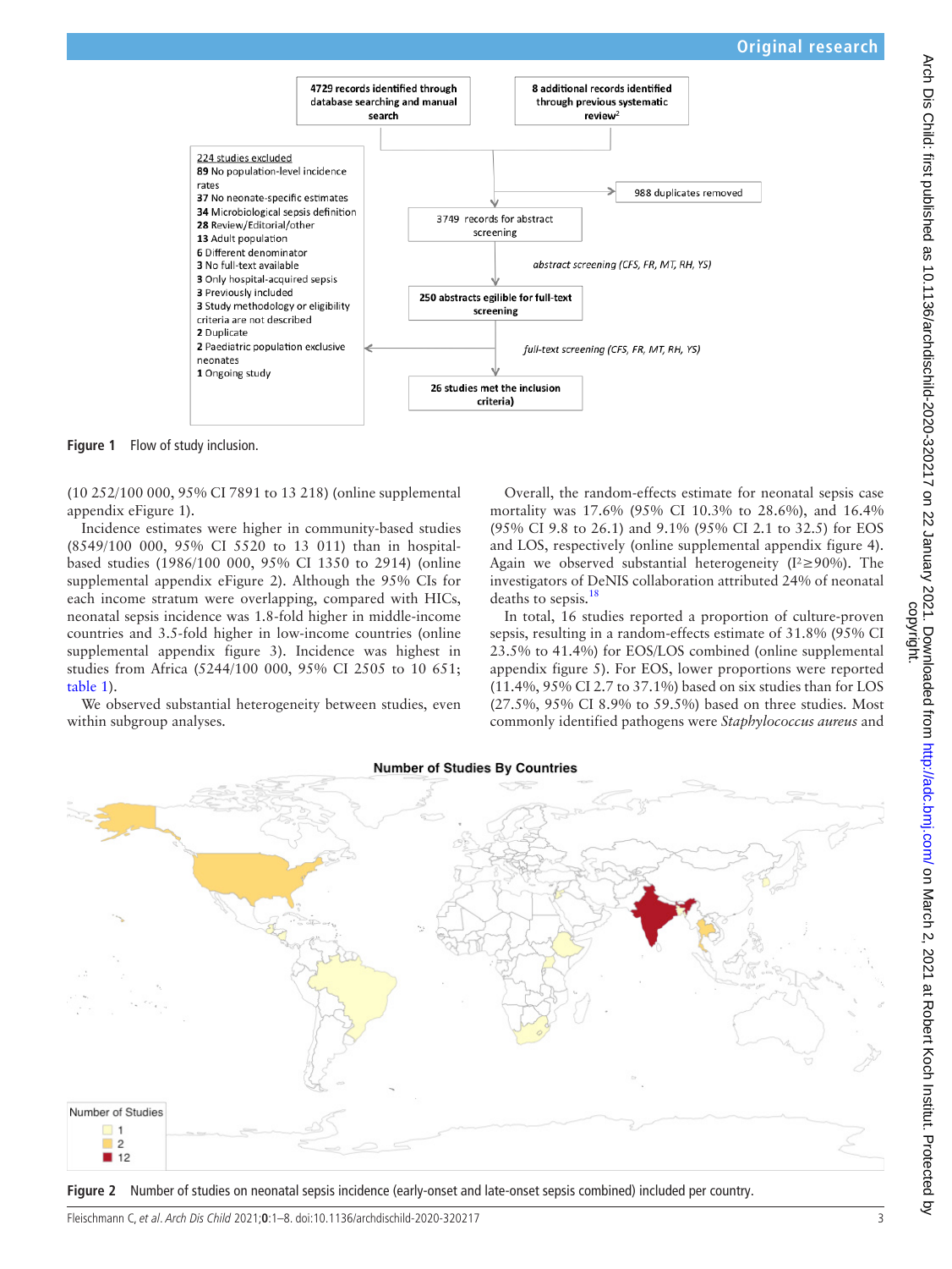Figure 1 Flow of study inclusion.

(10 252/100 000, 95% CI 7891 to 13 218) (online supplemental appendix eFigure 1).

Incidence estimates were higher in community-based studies (8549/100 000, 95% CI 5520 to 13 011) than in hospital-based studies (1986/100 000, 95% CI 1350 to 2914) (online supplemental appendix eFigure 2). Although the 95% CIs for each income stratum were overlapping, compared with HICs, neonatal sepsis incidence was 1.8-fold higher in middle-income countries and 3.5-fold higher in low-income countries (online supplemental appendix figure 3). Incidence was highest in studies from Africa (5244/100 000, 95% CI 2505 to 10 651; table 1).

We observed substantial heterogeneity between studies, even within subgroup analyses.

Overall, the random-effects estimate for neonatal sepsis case mortality was 17.6% (95% CI 10.3% to 28.6%), and 16.4% (95% CI 9.8 to 26.1) and 9.1% (95% CI 2.1 to 32.5) for EOS and LOS, respectively (online supplemental appendix figure 4). Again we observed substantial heterogeneity ($I^2 \geq 90\%$). The investigators of DeNIS collaboration attributed 24% of neonatal deaths to sepsis.[18]

In total, 16 studies reported a proportion of culture-proven sepsis, resulting in a random-effects estimate of 31.8% (95% CI 23.5% to 41.4%) for EOS/LOS combined (online supplemental appendix figure 5). For EOS, lower proportions were reported (11.4%, 95% CI 2.7 to 37.1%) based on six studies than for LOS (27.5%, 95% CI 8.9% to 59.5%) based on three studies. Most commonly identified pathogens were *Staphylococcus aureus* and

Figure 2 Number of studies on neonatal sepsis incidence (early-onset and late-onset sepsis combined) included per country.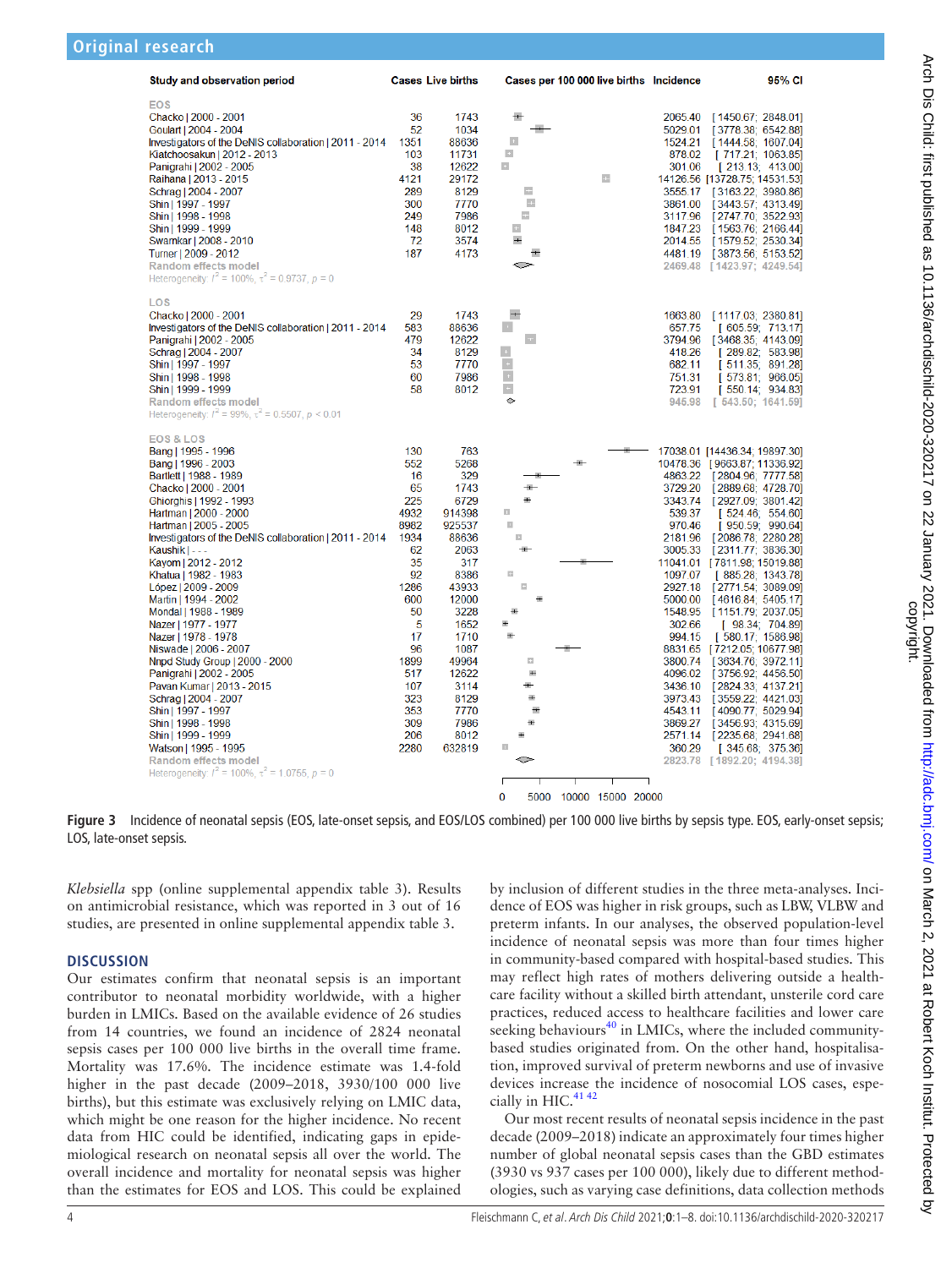| Study and observation period | Cases | Live births | Incidence | 95% CI |
|---|---|---|---|---|
| **EOS** | | | | |
| Chacko \| 2000 - 2001 | 36 | 1743 | 2065.40 | [1450.67; 2848.01] |
| Goulart \| 2004 - 2004 | 52 | 1034 | 5029.01 | [3778.38; 6542.88] |
| Investigators of the DeNIS collaboration \| 2011 - 2014 | 1351 | 88636 | 1524.21 | [1444.58; 1607.04] |
| Kiatchoosakun \| 2012 - 2013 | 103 | 11731 | 878.02 | [717.21; 1063.85] |
| Panigrahi \| 2002 - 2005 | 38 | 12622 | 301.06 | [213.13; 413.00] |
| Raihana \| 2013 - 2015 | 4121 | 29172 | 14126.56 | [13728.75; 14531.53] |
| Schrag \| 2004 - 2007 | 289 | 8129 | 3555.17 | [3163.22; 3980.86] |
| Shin \| 1997 - 1997 | 300 | 7770 | 3861.00 | [3443.57; 4313.49] |
| Shin \| 1998 - 1998 | 249 | 7986 | 3117.96 | [2747.70; 3522.93] |
| Shin \| 1999 - 1999 | 148 | 8012 | 1847.23 | [1563.76; 2166.44] |
| Swarnkar \| 2008 - 2010 | 72 | 3574 | 2014.55 | [1579.52; 2530.34] |
| Turner \| 2009 - 2012 | 187 | 4173 | 4481.19 | [3873.56; 5153.52] |
| Random effects model | | | 2469.48 | [1423.97; 4249.54] |
| Heterogeneity: $I^2 = 100\%$, $\tau^2 = 0.9737$, $p = 0$ | | | | |
| **LOS** | | | | |
| Chacko \| 2000 - 2001 | 29 | 1743 | 1663.80 | [1117.03; 2380.81] |
| Investigators of the DeNIS collaboration \| 2011 - 2014 | 583 | 88636 | 657.75 | [605.59; 713.17] |
| Panigrahi \| 2002 - 2005 | 479 | 12622 | 3794.96 | [3468.35; 4143.09] |
| Schrag \| 2004 - 2007 | 34 | 8129 | 418.26 | [289.82; 583.98] |
| Shin \| 1997 - 1997 | 53 | 7770 | 682.11 | [511.35; 891.28] |
| Shin \| 1998 - 1998 | 60 | 7986 | 751.31 | [573.81; 966.05] |
| Shin \| 1999 - 1999 | 58 | 8012 | 723.91 | [550.14; 934.83] |
| Random effects model | | | 945.98 | [543.50; 1641.59] |
| Heterogeneity: $I^2 = 99\%$, $\tau^2 = 0.5507$, $p < 0.01$ | | | | |
| **EOS & LOS** | | | | |
| Bang \| 1995 - 1996 | 130 | 763 | 17038.01 | [14436.34; 19897.30] |
| Bang \| 1996 - 2003 | 552 | 5268 | 10478.36 | [9663.87; 11336.92] |
| Bartlett \| 1988 - 1989 | 16 | 329 | 4863.22 | [2804.96; 7777.58] |
| Chacko \| 2000 - 2001 | 65 | 1743 | 3729.20 | [2889.68; 4728.70] |
| Ghiorghis \| 1992 - 1993 | 225 | 6729 | 3343.74 | [2927.09; 3801.42] |
| Hartman \| 2000 - 2000 | 4932 | 914398 | 539.37 | [524.46; 554.60] |
| Hartman \| 2005 - 2005 | 8982 | 925537 | 970.46 | [950.59; 990.64] |
| Investigators of the DeNIS collaboration \| 2011 - 2014 | 1934 | 88636 | 2181.96 | [2086.78; 2280.28] |
| Kaushik \| - - - | 62 | 2063 | 3005.33 | [2311.77; 3836.30] |
| Kayom \| 2012 - 2012 | 35 | 317 | 11041.01 | [7811.98; 15019.88] |
| Khatua \| 1982 - 1983 | 92 | 8386 | 1097.07 | [885.28; 1343.78] |
| López \| 2009 - 2009 | 1286 | 43933 | 2927.18 | [2771.54; 3089.09] |
| Martin \| 1994 - 2002 | 600 | 12000 | 5000.00 | [4616.84; 5405.17] |
| Mondal \| 1988 - 1989 | 50 | 3228 | 1548.95 | [1151.79; 2037.05] |
| Nazer \| 1977 - 1977 | 5 | 1652 | 302.66 | [98.34; 704.89] |
| Nazer \| 1978 - 1978 | 17 | 1710 | 994.15 | [580.17; 1586.98] |
| Niswade \| 2006 - 2007 | 96 | 1087 | 8831.65 | [7212.05; 10677.98] |
| Nnpd Study Group \| 2000 - 2000 | 1899 | 49964 | 3800.74 | [3634.76; 3972.11] |
| Panigrahi \| 2002 - 2005 | 517 | 12622 | 4096.02 | [3756.92; 4456.50] |
| Pavan Kumar \| 2013 - 2015 | 107 | 3114 | 3436.10 | [2824.33; 4137.21] |
| Schrag \| 2004 - 2007 | 323 | 8129 | 3973.43 | [3559.22; 4421.03] |
| Shin \| 1997 - 1997 | 353 | 7770 | 4543.11 | [4090.77; 5029.94] |
| Shin \| 1998 - 1998 | 309 | 7986 | 3869.27 | [3456.93; 4315.09] |
| Shin \| 1999 - 1999 | 206 | 8012 | 2571.14 | [2235.68; 2941.68] |
| Watson \| 1995 - 1995 | 2280 | 632819 | 360.29 | [345.68; 375.36] |
| Random effects model | | | 2823.78 | [1892.20; 4194.38] |
| Heterogeneity: $I^2 = 100\%$, $\tau^2 = 1.0755$, $p = 0$ | | | | |

**Figure 3** Incidence of neonatal sepsis (EOS, late-onset sepsis, and EOS/LOS combined) per 100 000 live births by sepsis type. EOS, early-onset sepsis; LOS, late-onset sepsis.

*Klebsiella* spp (online supplemental appendix table 3). Results on antimicrobial resistance, which was reported in 3 out of 16 studies, are presented in online supplemental appendix table 3.

## DISCUSSION

Our estimates confirm that neonatal sepsis is an important contributor to neonatal morbidity worldwide, with a higher burden in LMICs. Based on the available evidence of 26 studies from 14 countries, we found an incidence of 2824 neonatal sepsis cases per 100 000 live births in the overall time frame. Mortality was 17.6%. The incidence estimate was 1.4-fold higher in the past decade (2009–2018, 3930/100 000 live births), but this estimate was exclusively relying on LMIC data, which might be one reason for the higher incidence. No recent data from HIC could be identified, indicating gaps in epidemiological research on neonatal sepsis all over the world. The overall incidence and mortality for neonatal sepsis was higher than the estimates for EOS and LOS. This could be explained by inclusion of different studies in the three meta-analyses. Incidence of EOS was higher in risk groups, such as LBW, VLBW and preterm infants. In our analyses, the observed population-level incidence of neonatal sepsis was more than four times higher in community-based compared with hospital-based studies. This may reflect high rates of mothers delivering outside a healthcare facility without a skilled birth attendant, unsterile cord care practices, reduced access to healthcare facilities and lower care seeking behaviours[40] in LMICs, where the included community-based studies originated from. On the other hand, hospitalisation, improved survival of preterm newborns and use of invasive devices increase the incidence of nosocomial LOS cases, especially in HIC.[41 42]

Our most recent results of neonatal sepsis incidence in the past decade (2009–2018) indicate an approximately four times higher number of global neonatal sepsis cases than the GBD estimates (3930 vs 937 cases per 100 000), likely due to different methodologies, such as varying case definitions, data collection methods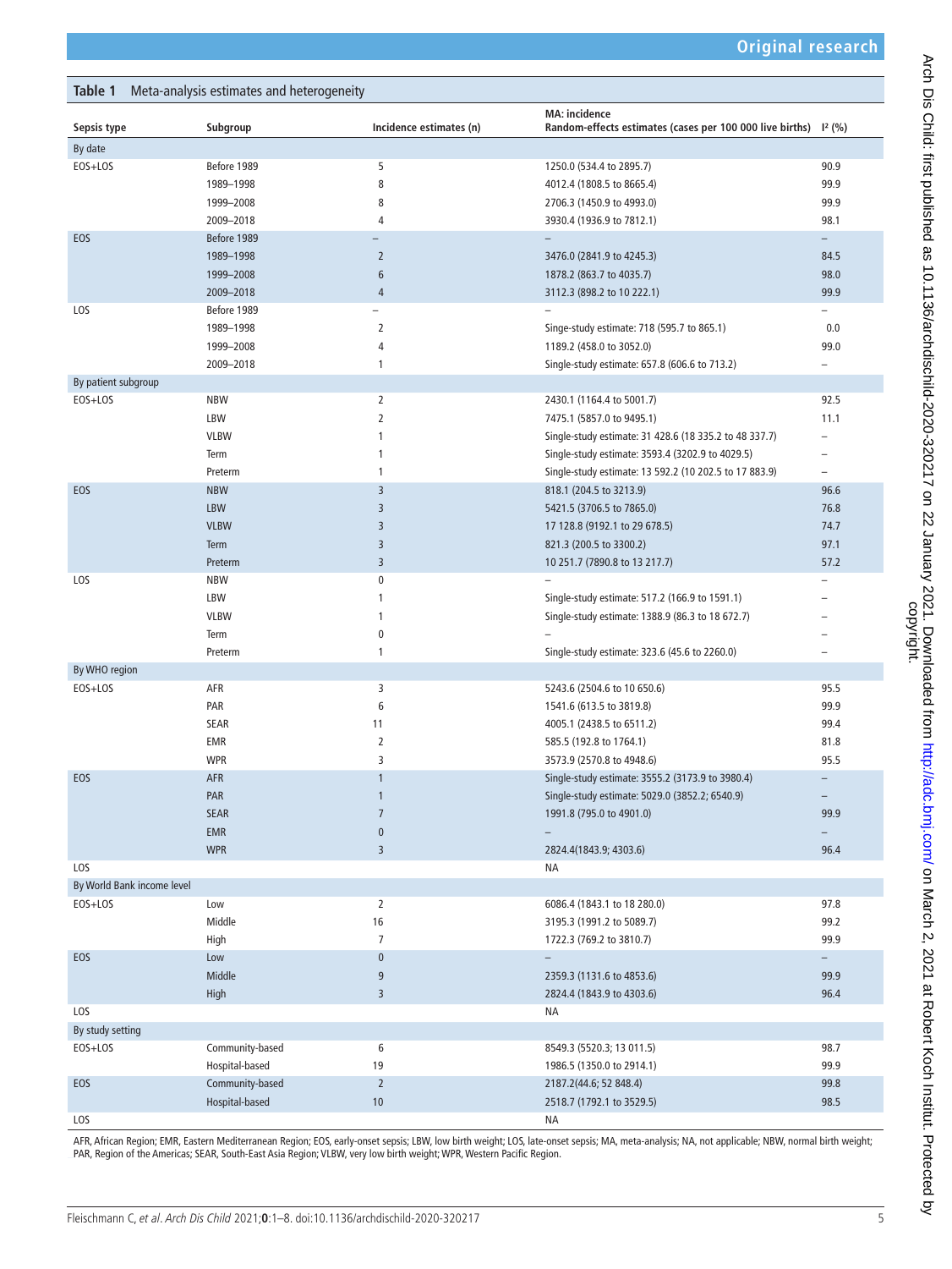**Table 1** Meta-analysis estimates and heterogeneity

| Sepsis type | Subgroup | Incidence estimates (n) | MA: incidence Random-effects estimates (cases per 100 000 live births) | $I^2$ (%) |
|---|---|---|---|---|
| By date | | | | |
| EOS+LOS | Before 1989 | 5 | 1250.0 (534.4 to 2895.7) | 90.9 |
| | 1989–1998 | 8 | 4012.4 (1808.5 to 8665.4) | 99.9 |
| | 1999–2008 | 8 | 2706.3 (1450.9 to 4993.0) | 99.9 |
| | 2009–2018 | 4 | 3930.4 (1936.9 to 7812.1) | 98.1 |
| EOS | Before 1989 | – | – | – |
| | 1989–1998 | 2 | 3476.0 (2841.9 to 4245.3) | 84.5 |
| | 1999–2008 | 6 | 1878.2 (863.7 to 4035.7) | 98.0 |
| | 2009–2018 | 4 | 3112.3 (898.2 to 10 222.1) | 99.9 |
| LOS | Before 1989 | – | – | – |
| | 1989–1998 | 2 | Singe-study estimate: 718 (595.7 to 865.1) | 0.0 |
| | 1999–2008 | 4 | 1189.2 (458.0 to 3052.0) | 99.0 |
| | 2009–2018 | 1 | Single-study estimate: 657.8 (606.6 to 713.2) | – |
| By patient subgroup | | | | |
| EOS+LOS | NBW | 2 | 2430.1 (1164.4 to 5001.7) | 92.5 |
| | LBW | 2 | 7475.1 (5857.0 to 9495.1) | 11.1 |
| | VLBW | 1 | Single-study estimate: 31 428.6 (18 335.2 to 48 337.7) | – |
| | Term | 1 | Single-study estimate: 3593.4 (3202.9 to 4029.5) | – |
| | Preterm | 1 | Single-study estimate: 13 592.2 (10 202.5 to 17 883.9) | – |
| EOS | NBW | 3 | 818.1 (204.5 to 3213.9) | 96.6 |
| | LBW | 3 | 5421.5 (3706.5 to 7865.0) | 76.8 |
| | VLBW | 3 | 17 128.8 (9192.1 to 29 678.5) | 74.7 |
| | Term | 3 | 821.3 (200.5 to 3300.2) | 97.1 |
| | Preterm | 3 | 10 251.7 (7890.8 to 13 217.7) | 57.2 |
| LOS | NBW | 0 | – | – |
| | LBW | 1 | Single-study estimate: 517.2 (166.9 to 1591.1) | – |
| | VLBW | 1 | Single-study estimate: 1388.9 (86.3 to 18 672.7) | – |
| | Term | 0 | – | – |
| | Preterm | 1 | Single-study estimate: 323.6 (45.6 to 2260.0) | – |
| By WHO region | | | | |
| EOS+LOS | AFR | 3 | 5243.6 (2504.6 to 10 650.6) | 95.5 |
| | PAR | 6 | 1541.6 (613.5 to 3819.8) | 99.9 |
| | SEAR | 11 | 4005.1 (2438.5 to 6511.2) | 99.4 |
| | EMR | 2 | 585.5 (192.8 to 1764.1) | 81.8 |
| | WPR | 3 | 3573.9 (2570.8 to 4948.6) | 95.5 |
| EOS | AFR | 1 | Single-study estimate: 3555.2 (3173.9 to 3980.4) | – |
| | PAR | 1 | Single-study estimate: 5029.0 (3852.2; 6540.9) | – |
| | SEAR | 7 | 1991.8 (795.0 to 4901.0) | 99.9 |
| | EMR | 0 | – | – |
| | WPR | 3 | 2824.4(1843.9; 4303.6) | 96.4 |
| LOS | | | NA | |
| By World Bank income level | | | | |
| EOS+LOS | Low | 2 | 6086.4 (1843.1 to 18 280.0) | 97.8 |
| | Middle | 16 | 3195.3 (1991.2 to 5089.7) | 99.2 |
| | High | 7 | 1722.3 (769.2 to 3810.7) | 99.9 |
| EOS | Low | 0 | – | – |
| | Middle | 9 | 2359.3 (1131.6 to 4853.6) | 99.9 |
| | High | 3 | 2824.4 (1843.9 to 4303.6) | 96.4 |
| LOS | | | NA | |
| By study setting | | | | |
| EOS+LOS | Community-based | 6 | 8549.3 (5520.3; 13 011.5) | 98.7 |
| | Hospital-based | 19 | 1986.5 (1350.0 to 2914.1) | 99.9 |
| EOS | Community-based | 2 | 2187.2(44.6; 52 848.4) | 99.8 |
| | Hospital-based | 10 | 2518.7 (1792.1 to 3529.5) | 98.5 |
| LOS | | | NA | |

AFR, African Region; EMR, Eastern Mediterranean Region; EOS, early-onset sepsis; LBW, low birth weight; LOS, late-onset sepsis; MA, meta-analysis; NA, not applicable; NBW, normal birth weight; PAR, Region of the Americas; SEAR, South-East Asia Region; VLBW, very low birth weight; WPR, Western Pacific Region.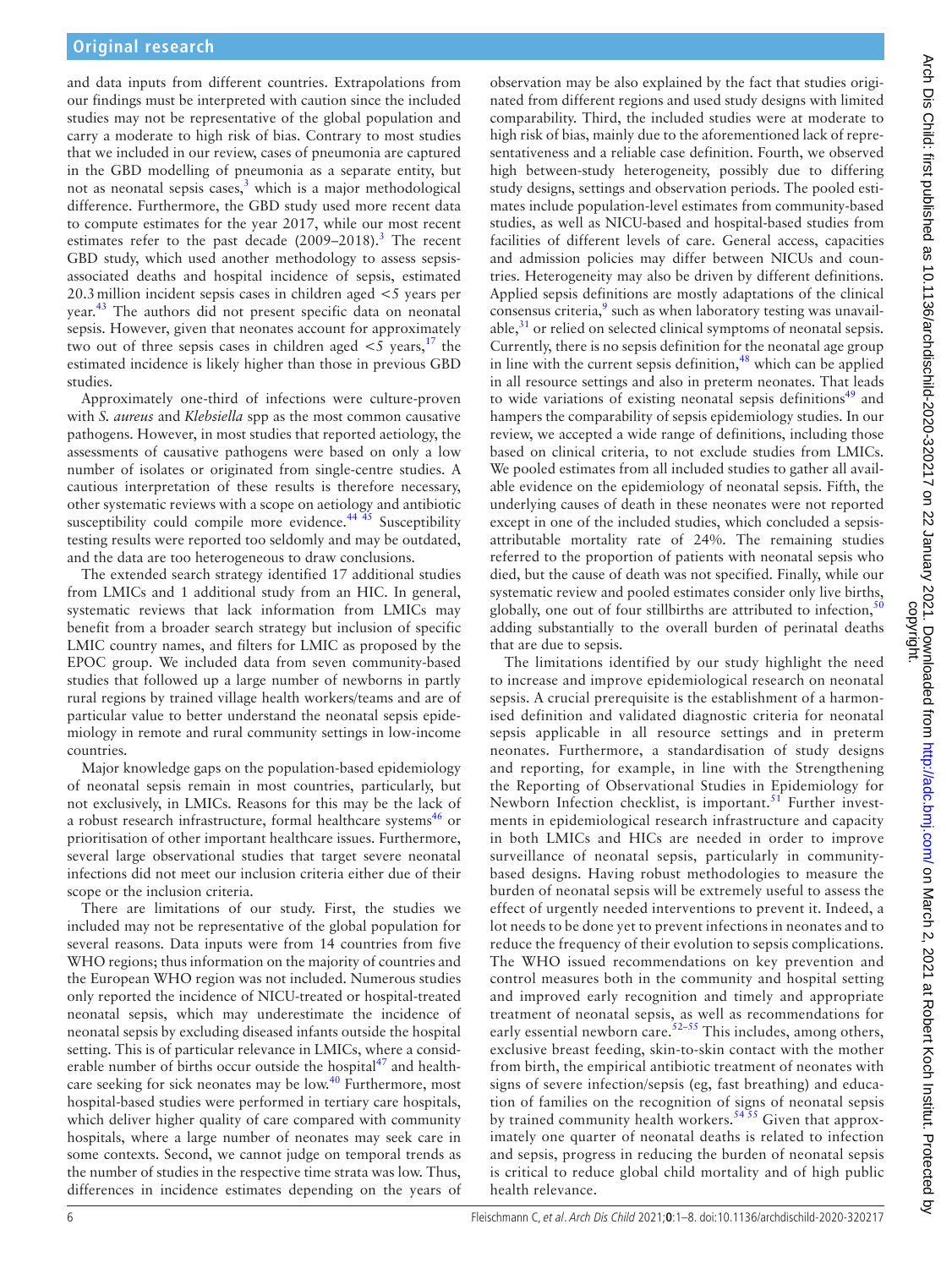and data inputs from different countries. Extrapolations from our findings must be interpreted with caution since the included studies may not be representative of the global population and carry a moderate to high risk of bias. Contrary to most studies that we included in our review, cases of pneumonia are captured in the GBD modelling of pneumonia as a separate entity, but not as neonatal sepsis cases,[3] which is a major methodological difference. Furthermore, the GBD study used more recent data to compute estimates for the year 2017, while our most recent estimates refer to the past decade (2009–2018).[3] The recent GBD study, which used another methodology to assess sepsis-associated deaths and hospital incidence of sepsis, estimated 20.3 million incident sepsis cases in children aged <5 years per year.[43] The authors did not present specific data on neonatal sepsis. However, given that neonates account for approximately two out of three sepsis cases in children aged <5 years,[17] the estimated incidence is likely higher than those in previous GBD studies.

Approximately one-third of infections were culture-proven with *S. aureus* and *Klebsiella* spp as the most common causative pathogens. However, in most studies that reported aetiology, the assessments of causative pathogens were based on only a low number of isolates or originated from single-centre studies. A cautious interpretation of these results is therefore necessary, other systematic reviews with a scope on aetiology and antibiotic susceptibility could compile more evidence.[44 45] Susceptibility testing results were reported too seldomly and may be outdated, and the data are too heterogeneous to draw conclusions.

The extended search strategy identified 17 additional studies from LMICs and 1 additional study from an HIC. In general, systematic reviews that lack information from LMICs may benefit from a broader search strategy but inclusion of specific LMIC country names, and filters for LMIC as proposed by the EPOC group. We included data from seven community-based studies that followed up a large number of newborns in partly rural regions by trained village health workers/teams and are of particular value to better understand the neonatal sepsis epidemiology in remote and rural community settings in low-income countries.

Major knowledge gaps on the population-based epidemiology of neonatal sepsis remain in most countries, particularly, but not exclusively, in LMICs. Reasons for this may be the lack of a robust research infrastructure, formal healthcare systems[46] or prioritisation of other important healthcare issues. Furthermore, several large observational studies that target severe neonatal infections did not meet our inclusion criteria either due of their scope or the inclusion criteria.

There are limitations of our study. First, the studies we included may not be representative of the global population for several reasons. Data inputs were from 14 countries from five WHO regions; thus information on the majority of countries and the European WHO region was not included. Numerous studies only reported the incidence of NICU-treated or hospital-treated neonatal sepsis, which may underestimate the incidence of neonatal sepsis by excluding diseased infants outside the hospital setting. This is of particular relevance in LMICs, where a considerable number of births occur outside the hospital[47] and healthcare seeking for sick neonates may be low.[40] Furthermore, most hospital-based studies were performed in tertiary care hospitals, which deliver higher quality of care compared with community hospitals, where a large number of neonates may seek care in some contexts. Second, we cannot judge on temporal trends as the number of studies in the respective time strata was low. Thus, differences in incidence estimates depending on the years of observation may be also explained by the fact that studies originated from different regions and used study designs with limited comparability. Third, the included studies were at moderate to high risk of bias, mainly due to the aforementioned lack of representativeness and a reliable case definition. Fourth, we observed high between-study heterogeneity, possibly due to differing study designs, settings and observation periods. The pooled estimates include population-level estimates from community-based studies, as well as NICU-based and hospital-based studies from facilities of different levels of care. General access, capacities and admission policies may differ between NICUs and countries. Heterogeneity may also be driven by different definitions. Applied sepsis definitions are mostly adaptations of the clinical consensus criteria,[9] such as when laboratory testing was unavailable,[31] or relied on selected clinical symptoms of neonatal sepsis. Currently, there is no sepsis definition for the neonatal age group in line with the current sepsis definition,[48] which can be applied in all resource settings and also in preterm neonates. That leads to wide variations of existing neonatal sepsis definitions[49] and hampers the comparability of sepsis epidemiology studies. In our review, we accepted a wide range of definitions, including those based on clinical criteria, to not exclude studies from LMICs. We pooled estimates from all included studies to gather all available evidence on the epidemiology of neonatal sepsis. Fifth, the underlying causes of death in these neonates were not reported except in one of the included studies, which concluded a sepsis-attributable mortality rate of 24%. The remaining studies referred to the proportion of patients with neonatal sepsis who died, but the cause of death was not specified. Finally, while our systematic review and pooled estimates consider only live births, globally, one out of four stillbirths are attributed to infection,[50] adding substantially to the overall burden of perinatal deaths that are due to sepsis.

The limitations identified by our study highlight the need to increase and improve epidemiological research on neonatal sepsis. A crucial prerequisite is the establishment of a harmonised definition and validated diagnostic criteria for neonatal sepsis applicable in all resource settings and in preterm neonates. Furthermore, a standardisation of study designs and reporting, for example, in line with the Strengthening the Reporting of Observational Studies in Epidemiology for Newborn Infection checklist, is important.[51] Further investments in epidemiological research infrastructure and capacity in both LMICs and HICs are needed in order to improve surveillance of neonatal sepsis, particularly in community-based designs. Having robust methodologies to measure the burden of neonatal sepsis will be extremely useful to assess the effect of urgently needed interventions to prevent it. Indeed, a lot needs to be done yet to prevent infections in neonates and to reduce the frequency of their evolution to sepsis complications. The WHO issued recommendations on key prevention and control measures both in the community and hospital setting and improved early recognition and timely and appropriate treatment of neonatal sepsis, as well as recommendations for early essential newborn care.[52–55] This includes, among others, exclusive breast feeding, skin-to-skin contact with the mother from birth, the empirical antibiotic treatment of neonates with signs of severe infection/sepsis (eg, fast breathing) and education of families on the recognition of signs of neonatal sepsis by trained community health workers.[54 55] Given that approximately one quarter of neonatal deaths is related to infection and sepsis, progress in reducing the burden of neonatal sepsis is critical to reduce global child mortality and of high public health relevance.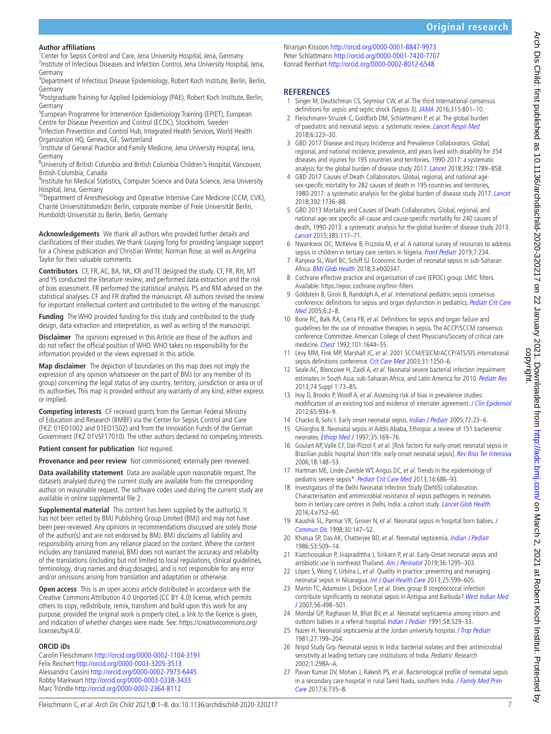**Author affiliations**

[1]Center for Sepsis Control and Care, Jena University Hospital, Jena, Germany
[2]Institute of Infectious Diseases and Infection Control, Jena University Hospital, Jena, Germany
[3]Department of Infectious Disease Epidemiology, Robert Koch Institute, Berlin, Berlin, Germany
[4]Postgraduate Training for Applied Epidemiology (PAE), Robert Koch Institute, Berlin, Germany
[5]European Programme for Intervention Epidemiology Training (EPIET), European Centre for Disease Prevention and Control (ECDC), Stockholm, Sweden
[6]Infection Prevention and Control Hub, Integrated Health Services, World Health Organization HQ, Geneva, GE, Switzerland
[7]Institute of General Practice and Family Medicine, Jena University Hospital, Jena, Germany
[8]University of British Columbia and British Columbia Children's Hospital, Vancouver, British Columbia, Canada
[9]Institute for Medical Statistics, Computer Science and Data Science, Jena University Hospital, Jena, Germany
[10]Department of Anesthesiology and Operative Intensive Care Medicine (CCM, CVK), Charité Universitätsmedizin Berlin, corporate member of Freie Universität Berlin, Humboldt-Universität zu Berlin, Berlin, Germany

**Acknowledgements** We thank all authors who provided further details and clarifications of their studies. We thank Liuqing Tong for providing language support for a Chinese publication and Christian Winter, Norman Rose, as well as Angelina Taylor for their valuable comments.

**Contributors** CF, FR, AC, BA, NK, KR and TE designed the study. CF, FR, RH, MT and YS conducted the literature review, and performed data extraction and the risk of bias assessment. FR performed the statistical analysis. PS and RM advised on the statistical analyses. CF and FR drafted the manuscript. All authors revised the review for important intellectual content and contributed to the writing of the manuscript.

**Funding** The WHO provided funding for this study and contributed to the study design, data extraction and interpretation, as well as writing of the manuscript.

**Disclaimer** The opinions expressed in this Article are those of the authors and do not reflect the official position of WHO. WHO takes no responsibility for the information provided or the views expressed in this article.

**Map disclaimer** The depiction of boundaries on this map does not imply the expression of any opinion whatsoever on the part of BMJ (or any member of its group) concerning the legal status of any country, territory, jurisdiction or area or of its authorities. This map is provided without any warranty of any kind, either express or implied.

**Competing interests** CF received grants from the German Federal Ministry of Education and Research (BMBF) via the Center for Sepsis Control and Care (FKZ: 01EO1002 and 01EO1502) and from the Innovation Funds of the German Government (FKZ 01VSF17010). The other authors declared no competing interests.

**Patient consent for publication** Not required.

**Provenance and peer review** Not commissioned; externally peer reviewed.

**Data availability statement** Data are available upon reasonable request. The datasets analysed during the current study are available from the corresponding author on reasonable request. The software codes used during the current study are available in online supplemental file 2.

**Supplemental material** This content has been supplied by the author(s). It has not been vetted by BMJ Publishing Group Limited (BMJ) and may not have been peer-reviewed. Any opinions or recommendations discussed are solely those of the author(s) and are not endorsed by BMJ. BMJ disclaims all liability and responsibility arising from any reliance placed on the content. Where the content includes any translated material, BMJ does not warrant the accuracy and reliability of the translations (including but not limited to local regulations, clinical guidelines, terminology, drug names and drug dosages), and is not responsible for any error and/or omissions arising from translation and adaptation or otherwise.

**Open access** This is an open access article distributed in accordance with the Creative Commons Attribution 4.0 Unported (CC BY 4.0) license, which permits others to copy, redistribute, remix, transform and build upon this work for any purpose, provided the original work is properly cited, a link to the licence is given, and indication of whether changes were made. See: https://creativecommons.org/licenses/by/4.0/.

**ORCID iDs**

Carolin Fleischmann http://orcid.org/0000-0002-1104-3191
Felix Reichert http://orcid.org/0000-0003-3205-3513
Alessandro Cassini http://orcid.org/0000-0002-7973-6445
Robby Markwart http://orcid.org/0000-0003-0338-3433
Marc Tröndle http://orcid.org/0000-0002-2364-8112
Niranjan Kissoon http://orcid.org/0000-0001-8847-9973
Peter Schlattmann http://orcid.org/0000-0001-7420-7707
Konrad Reinhart http://orcid.org/0000-0002-8012-6548

## REFERENCES

1. Singer M, Deutschman CS, Seymour CW, *et al*. The third International consensus definitions for sepsis and septic shock (Sepsis-3). *JAMA* 2016;315:801–10.
2. Fleischmann-Struzek C, Goldfarb DM, Schlattmann P, *et al*. The global burden of paediatric and neonatal sepsis: a systematic review. *Lancet Respir Med* 2018;6:223–30.
3. GBD 2017 Disease and Injury Incidence and Prevalence Collaborators. Global, regional, and national incidence, prevalence, and years lived with disability for 354 diseases and injuries for 195 countries and territories, 1990-2017: a systematic analysis for the global burden of disease study 2017. *Lancet* 2018;392:1789–858.
4. GBD 2017 Causes of Death Collaborators. Global, regional, and national age-sex-specific mortality for 282 causes of death in 195 countries and territories, 1980-2017: a systematic analysis for the global burden of disease study 2017. *Lancet* 2018;392:1736–88.
5. GBD 2013 Mortality and Causes of Death Collaborators. Global, regional, and national age-sex specific all-cause and cause-specific mortality for 240 causes of death, 1990-2013: a systematic analysis for the global burden of disease study 2013. *Lancet* 2015;385:117–71.
6. Nwankwor OC, McKelvie B, Frizzola M, *et al*. A national survey of resources to address sepsis in children in tertiary care centers in Nigeria. *Front Pediatr* 2019;7:234.
7. Ranjeva SL, Warf BC, Schiff SJ. Economic burden of neonatal sepsis in sub-Saharan Africa. *BMJ Glob Health* 2018;3:e000347.
8. Cochrane effective practice and organisation of care (EPOC) group. LMIC filters. Available: https://epoc.cochrane.org/lmic-filters
9. Goldstein B, Giroir B, Randolph A, *et al*. International pediatric sepsis consensus conference: definitions for sepsis and organ dysfunction in pediatrics. *Pediatr Crit Care Med* 2005;6:2–8.
10. Bone RC, Balk RA, Cerra FB, *et al*. Definitions for sepsis and organ failure and guidelines for the use of innovative therapies in sepsis. The ACCP/SCCM consensus conference Committee. American College of chest Physicians/Society of critical care medicine. *Chest* 1992;101:1644–55.
11. Levy MM, Fink MP, Marshall JC, *et al*. 2001 SCCM/ESICM/ACCP/ATS/SIS international sepsis definitions conference. *Crit Care Med* 2003;31:1250–6.
12. Seale AC, Blencowe H, Zaidi A, *et al*. Neonatal severe bacterial infection impairment estimates in South Asia, sub-Saharan Africa, and Latin America for 2010. *Pediatr Res* 2013;74 Suppl 1:73–85.
13. Hoy D, Brooks P, Woolf A, *et al*. Assessing risk of bias in prevalence studies: modification of an existing tool and evidence of interrater agreement. *J Clin Epidemiol* 2012;65:934–9.
14. Chacko B, Sohi I. Early onset neonatal sepsis. *Indian J Pediatr* 2005;72:23–6.
15. Ghiorghis B. Neonatal sepsis in Addis Ababa, Ethiopia: a review of 151 bacteremic neonates. *Ethiop Med J* 1997;35:169–76.
16. Goulart AP, Valle CF, Dal-Pizzol F, *et al*. [Risk factors for early-onset neonatal sepsis in Brazilian public hospital short-title: early-onset neonatal sepsis]. *Rev Bras Ter Intensiva* 2006;18:148–53.
17. Hartman ME, Linde-Zwirble WT, Angus DC, *et al*. Trends in the epidemiology of pediatric severe sepsis*. *Pediatr Crit Care Med* 2013;14:686–93.
18. Investigators of the Delhi Neonatal Infection Study (DeNIS) collaboration. Characterisation and antimicrobial resistance of sepsis pathogens in neonates born in tertiary care centres in Delhi, India: a cohort study. *Lancet Glob Health* 2016;4:e752–60.
19. Kaushik SL, Parmar VR, Grover N, *et al*. Neonatal sepsis in hospital born babies. *J Commun Dis* 1998;30:147–52.
20. Khatua SP, Das AK, Chatterjee BD, *et al*. Neonatal septicemia. *Indian J Pediatr* 1986;53:509–14.
21. Kiatchoosakun P, Jirapradittha J, Sirikarn P, *et al*. Early-Onset neonatal sepsis and antibiotic use in northeast Thailand. *Am J Perinatol* 2019;36:1295–303.
22. López S, Wong Y, Urbina L, *et al*. Quality in practice: preventing and managing neonatal sepsis in Nicaragua. *Int J Qual Health Care* 2013;25:599–605.
23. Martin TC, Adamson J, Dickson T, *et al*. Does group B streptococcal infection contribute significantly to neonatal sepsis in Antigua and Barbuda? *West Indian Med J* 2007;56:498–501.
24. Mondal GP, Raghavan M, Bhat BV, *et al*. Neonatal septicaemia among inborn and outborn babies in a referral hospital. *Indian J Pediatr* 1991;58:529–33.
25. Nazer H. Neonatal septicaemia at the Jordan university hospital. *J Trop Pediatr* 1981;27:199–204.
26. Nnpd Study Grp. Neonatal sepsis in India: bacterial isolates and their antimicrobial sensitivity at leading tertiary care institutions of India. *Pediatric Research* 2002;1:298A–A.
27. Pavan Kumar DV, Mohan J, Rakesh PS, *et al*. Bacteriological profile of neonatal sepsis in a secondary care hospital in rural Tamil Nadu, southern India. *J Family Med Prim Care* 2017;6:735–8.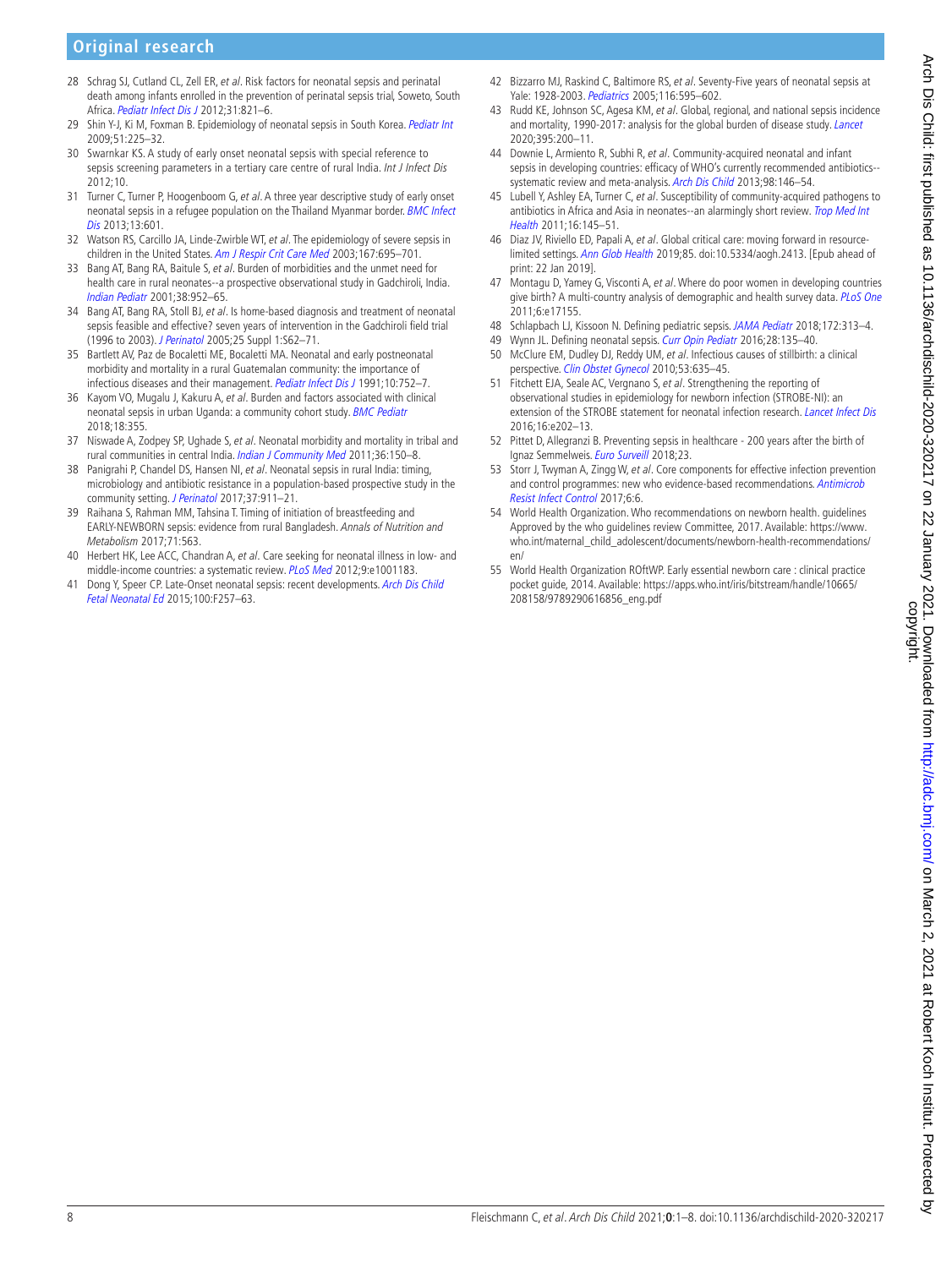28 Schrag SJ, Cutland CL, Zell ER, *et al*. Risk factors for neonatal sepsis and perinatal death among infants enrolled in the prevention of perinatal sepsis trial, Soweto, South Africa. *Pediatr Infect Dis J* 2012;31:821–6.
29 Shin Y-J, Ki M, Foxman B. Epidemiology of neonatal sepsis in South Korea. *Pediatr Int* 2009;51:225–32.
30 Swarnkar KS. A study of early onset neonatal sepsis with special reference to sepsis screening parameters in a tertiary care centre of rural India. *Int J Infect Dis* 2012;10.
31 Turner C, Turner P, Hoogenboom G, *et al*. A three year descriptive study of early onset neonatal sepsis in a refugee population on the Thailand Myanmar border. *BMC Infect Dis* 2013;13:601.
32 Watson RS, Carcillo JA, Linde-Zwirble WT, *et al*. The epidemiology of severe sepsis in children in the United States. *Am J Respir Crit Care Med* 2003;167:695–701.
33 Bang AT, Bang RA, Baitule S, *et al*. Burden of morbidities and the unmet need for health care in rural neonates--a prospective observational study in Gadchiroli, India. *Indian Pediatr* 2001;38:952–65.
34 Bang AT, Bang RA, Stoll BJ, *et al*. Is home-based diagnosis and treatment of neonatal sepsis feasible and effective? seven years of intervention in the Gadchiroli field trial (1996 to 2003). *J Perinatol* 2005;25 Suppl 1:S62–71.
35 Bartlett AV, Paz de Bocaletti ME, Bocaletti MA. Neonatal and early postneonatal morbidity and mortality in a rural Guatemalan community: the importance of infectious diseases and their management. *Pediatr Infect Dis J* 1991;10:752–7.
36 Kayom VO, Mugalu J, Kakuru A, *et al*. Burden and factors associated with clinical neonatal sepsis in urban Uganda: a community cohort study. *BMC Pediatr* 2018;18:355.
37 Niswade A, Zodpey SP, Ughade S, *et al*. Neonatal morbidity and mortality in tribal and rural communities in central India. *Indian J Community Med* 2011;36:150–8.
38 Panigrahi P, Chandel DS, Hansen NI, *et al*. Neonatal sepsis in rural India: timing, microbiology and antibiotic resistance in a population-based prospective study in the community setting. *J Perinatol* 2017;37:911–21.
39 Raihana S, Rahman MM, Tahsina T. Timing of initiation of breastfeeding and EARLY-NEWBORN sepsis: evidence from rural Bangladesh. *Annals of Nutrition and Metabolism* 2017;71:563.
40 Herbert HK, Lee ACC, Chandran A, *et al*. Care seeking for neonatal illness in low- and middle-income countries: a systematic review. *PLoS Med* 2012;9:e1001183.
41 Dong Y, Speer CP. Late-Onset neonatal sepsis: recent developments. *Arch Dis Child Fetal Neonatal Ed* 2015;100:F257–63.
42 Bizzarro MJ, Raskind C, Baltimore RS, *et al*. Seventy-Five years of neonatal sepsis at Yale: 1928-2003. *Pediatrics* 2005;116:595–602.
43 Rudd KE, Johnson SC, Agesa KM, *et al*. Global, regional, and national sepsis incidence and mortality, 1990-2017: analysis for the global burden of disease study. *Lancet* 2020;395:200–11.
44 Downie L, Armiento R, Subhi R, *et al*. Community-acquired neonatal and infant sepsis in developing countries: efficacy of WHO's currently recommended antibiotics--systematic review and meta-analysis. *Arch Dis Child* 2013;98:146–54.
45 Lubell Y, Ashley EA, Turner C, *et al*. Susceptibility of community-acquired pathogens to antibiotics in Africa and Asia in neonates--an alarmingly short review. *Trop Med Int Health* 2011;16:145–51.
46 Diaz JV, Riviello ED, Papali A, *et al*. Global critical care: moving forward in resource-limited settings. *Ann Glob Health* 2019;85. doi:10.5334/aogh.2413. [Epub ahead of print: 22 Jan 2019].
47 Montagu D, Yamey G, Visconti A, *et al*. Where do poor women in developing countries give birth? A multi-country analysis of demographic and health survey data. *PLoS One* 2011;6:e17155.
48 Schlapbach LJ, Kissoon N. Defining pediatric sepsis. *JAMA Pediatr* 2018;172:313–4.
49 Wynn JL. Defining neonatal sepsis. *Curr Opin Pediatr* 2016;28:135–40.
50 McClure EM, Dudley DJ, Reddy UM, *et al*. Infectious causes of stillbirth: a clinical perspective. *Clin Obstet Gynecol* 2010;53:635–45.
51 Fitchett EJA, Seale AC, Vergnano S, *et al*. Strengthening the reporting of observational studies in epidemiology for newborn infection (STROBE-NI): an extension of the STROBE statement for neonatal infection research. *Lancet Infect Dis* 2016;16:e202–13.
52 Pittet D, Allegranzi B. Preventing sepsis in healthcare - 200 years after the birth of Ignaz Semmelweis. *Euro Surveill* 2018;23.
53 Storr J, Twyman A, Zingg W, *et al*. Core components for effective infection prevention and control programmes: new who evidence-based recommendations. *Antimicrob Resist Infect Control* 2017;6:6.
54 World Health Organization. Who recommendations on newborn health. guidelines Approved by the who guidelines review Committee, 2017. Available: https://www.who.int/maternal_child_adolescent/documents/newborn-health-recommendations/en/
55 World Health Organization ROftWP. Early essential newborn care : clinical practice pocket guide, 2014. Available: https://apps.who.int/iris/bitstream/handle/10665/208158/9789290616856_eng.pdf